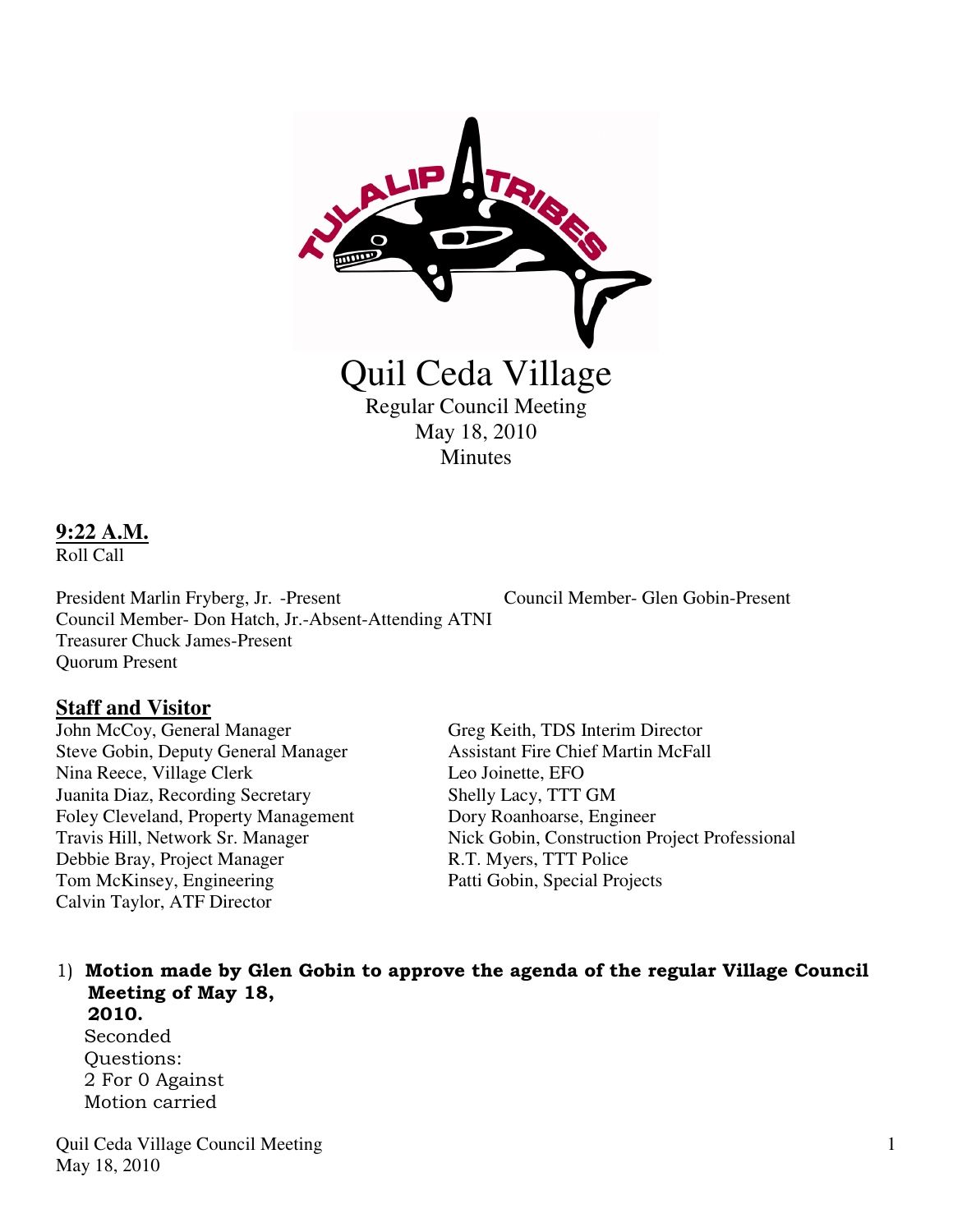# Quil Ceda Village

Regular Council Meeting
May 18, 2010
Minutes

**9:22 A.M.**
Roll Call

President Marlin Fryberg, Jr. -Present
Council Member- Glen Gobin-Present
Council Member- Don Hatch, Jr.-Absent-Attending ATNI
Treasurer Chuck James-Present
Quorum Present

## Staff and Visitor

John McCoy, General Manager
Steve Gobin, Deputy General Manager
Nina Reece, Village Clerk
Juanita Diaz, Recording Secretary
Foley Cleveland, Property Management
Travis Hill, Network Sr. Manager
Debbie Bray, Project Manager
Tom McKinsey, Engineering
Calvin Taylor, ATF Director
Greg Keith, TDS Interim Director
Assistant Fire Chief Martin McFall
Leo Joinette, EFO
Shelly Lacy, TTT GM
Dory Roanhoarse, Engineer
Nick Gobin, Construction Project Professional
R.T. Myers, TTT Police
Patti Gobin, Special Projects

1) **Motion made by Glen Gobin to approve the agenda of the regular Village Council Meeting of May 18, 2010.**
   Seconded
   Questions:
   2 For 0 Against
   Motion carried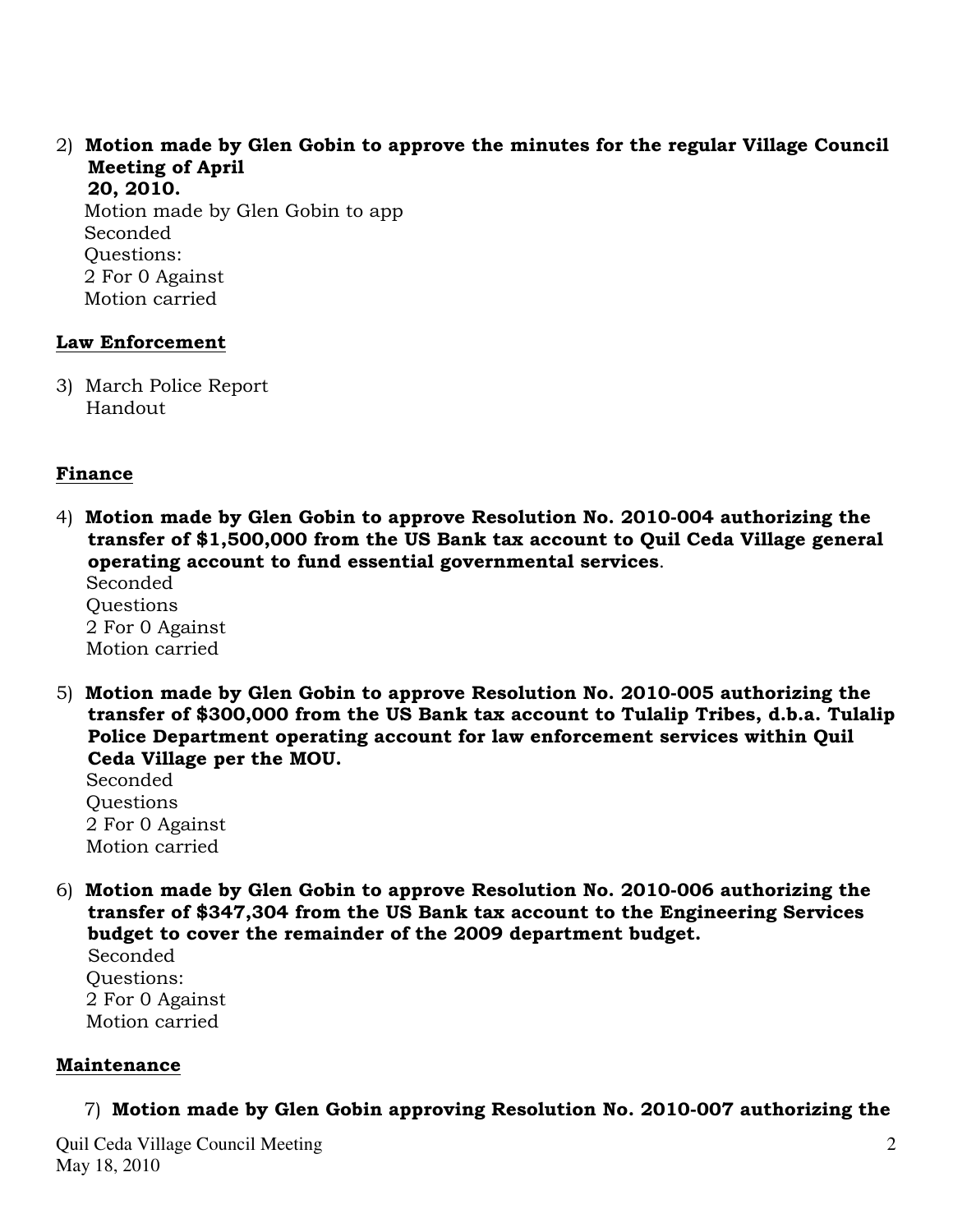2) **Motion made by Glen Gobin to approve the minutes for the regular Village Council Meeting of April 20, 2010.**
Motion made by Glen Gobin to app
Seconded
Questions:
2 For 0 Against
Motion carried

**Law Enforcement**

3) March Police Report
Handout

**Finance**

4) **Motion made by Glen Gobin to approve Resolution No. 2010-004 authorizing the transfer of $1,500,000 from the US Bank tax account to Quil Ceda Village general operating account to fund essential governmental services**.
Seconded
Questions
2 For 0 Against
Motion carried

5) **Motion made by Glen Gobin to approve Resolution No. 2010-005 authorizing the transfer of $300,000 from the US Bank tax account to Tulalip Tribes, d.b.a. Tulalip Police Department operating account for law enforcement services within Quil Ceda Village per the MOU.**
Seconded
Questions
2 For 0 Against
Motion carried

6) **Motion made by Glen Gobin to approve Resolution No. 2010-006 authorizing the transfer of $347,304 from the US Bank tax account to the Engineering Services budget to cover the remainder of the 2009 department budget.**
Seconded
Questions:
2 For 0 Against
Motion carried

**Maintenance**

7) **Motion made by Glen Gobin approving Resolution No. 2010-007 authorizing the**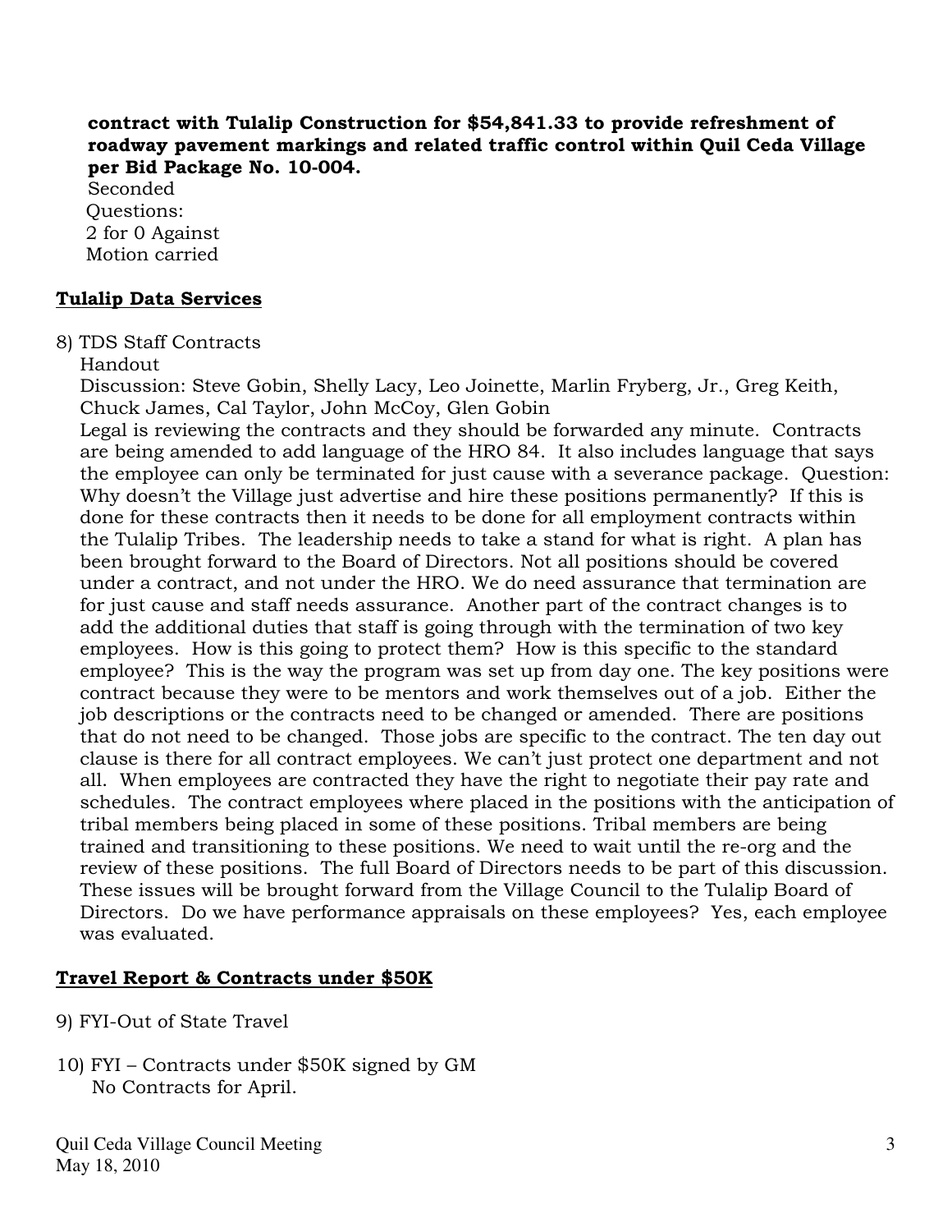**contract with Tulalip Construction for $54,841.33 to provide refreshment of roadway pavement markings and related traffic control within Quil Ceda Village per Bid Package No. 10-004.**

Seconded
Questions:
2 for 0 Against
Motion carried

**<u>Tulalip Data Services</u>**

8) TDS Staff Contracts
Handout
Discussion: Steve Gobin, Shelly Lacy, Leo Joinette, Marlin Fryberg, Jr., Greg Keith, Chuck James, Cal Taylor, John McCoy, Glen Gobin
Legal is reviewing the contracts and they should be forwarded any minute. Contracts are being amended to add language of the HRO 84. It also includes language that says the employee can only be terminated for just cause with a severance package. Question: Why doesn't the Village just advertise and hire these positions permanently? If this is done for these contracts then it needs to be done for all employment contracts within the Tulalip Tribes. The leadership needs to take a stand for what is right. A plan has been brought forward to the Board of Directors. Not all positions should be covered under a contract, and not under the HRO. We do need assurance that termination are for just cause and staff needs assurance. Another part of the contract changes is to add the additional duties that staff is going through with the termination of two key employees. How is this going to protect them? How is this specific to the standard employee? This is the way the program was set up from day one. The key positions were contract because they were to be mentors and work themselves out of a job. Either the job descriptions or the contracts need to be changed or amended. There are positions that do not need to be changed. Those jobs are specific to the contract. The ten day out clause is there for all contract employees. We can't just protect one department and not all. When employees are contracted they have the right to negotiate their pay rate and schedules. The contract employees where placed in the positions with the anticipation of tribal members being placed in some of these positions. Tribal members are being trained and transitioning to these positions. We need to wait until the re-org and the review of these positions. The full Board of Directors needs to be part of this discussion. These issues will be brought forward from the Village Council to the Tulalip Board of Directors. Do we have performance appraisals on these employees? Yes, each employee was evaluated.

**<u>Travel Report & Contracts under $50K</u>**

9) FYI-Out of State Travel

10) FYI – Contracts under $50K signed by GM
No Contracts for April.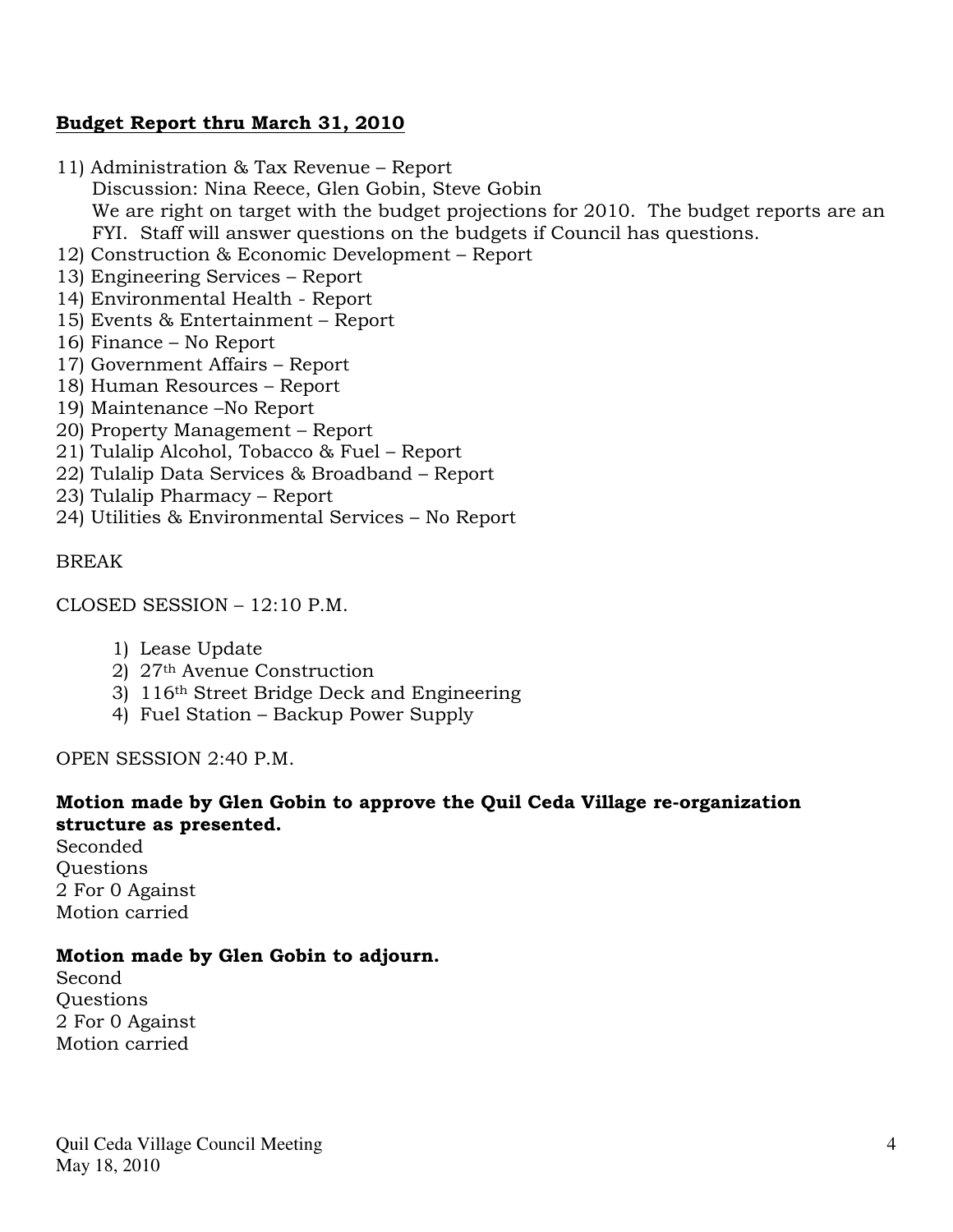**Budget Report thru March 31, 2010**

11) Administration & Tax Revenue – Report
    Discussion: Nina Reece, Glen Gobin, Steve Gobin
    We are right on target with the budget projections for 2010. The budget reports are an FYI. Staff will answer questions on the budgets if Council has questions.
12) Construction & Economic Development – Report
13) Engineering Services – Report
14) Environmental Health - Report
15) Events & Entertainment – Report
16) Finance – No Report
17) Government Affairs – Report
18) Human Resources – Report
19) Maintenance –No Report
20) Property Management – Report
21) Tulalip Alcohol, Tobacco & Fuel – Report
22) Tulalip Data Services & Broadband – Report
23) Tulalip Pharmacy – Report
24) Utilities & Environmental Services – No Report

BREAK

CLOSED SESSION – 12:10 P.M.

1) Lease Update
2) 27th Avenue Construction
3) 116th Street Bridge Deck and Engineering
4) Fuel Station – Backup Power Supply

OPEN SESSION 2:40 P.M.

**Motion made by Glen Gobin to approve the Quil Ceda Village re-organization structure as presented.**
Seconded
Questions
2 For 0 Against
Motion carried

**Motion made by Glen Gobin to adjourn.**
Second
Questions
2 For 0 Against
Motion carried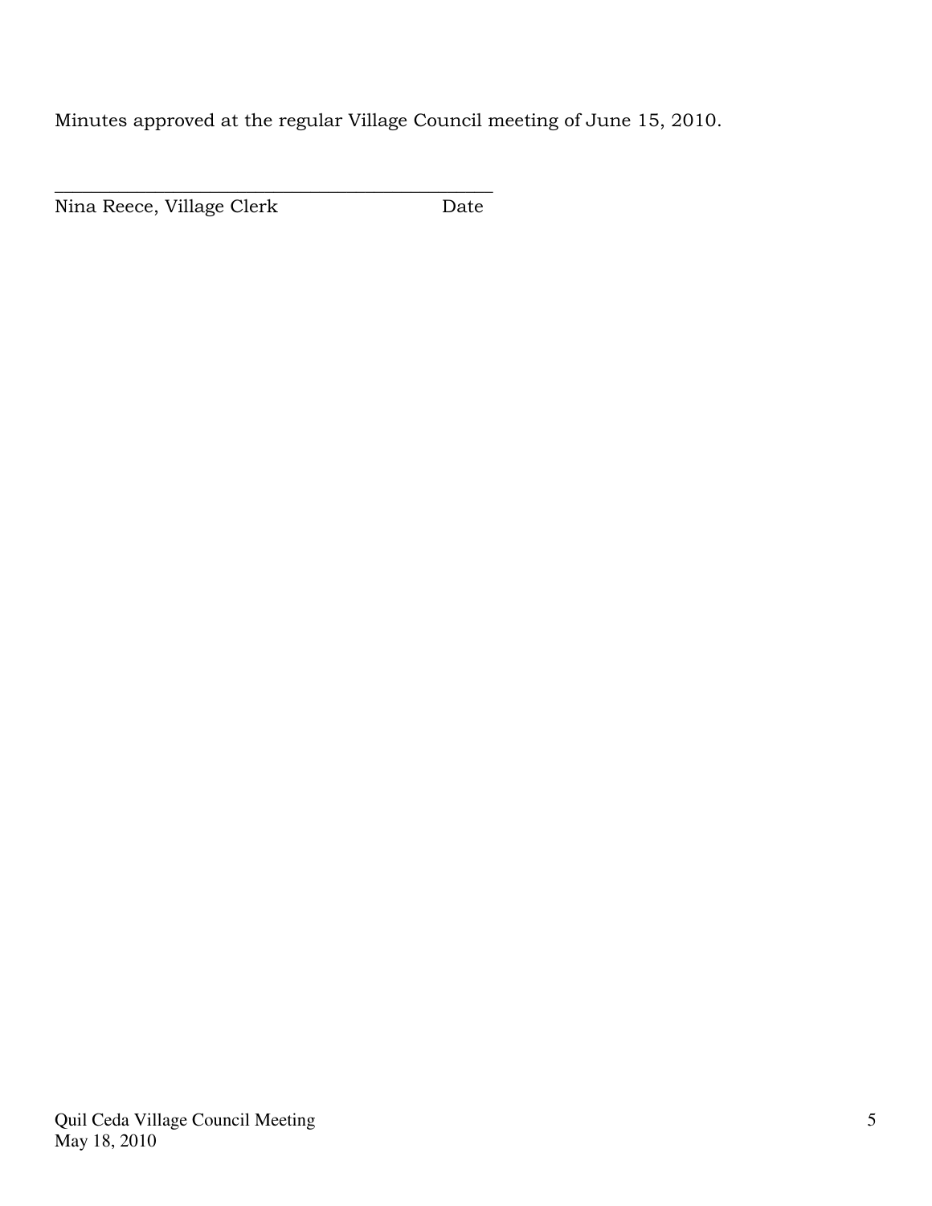Minutes approved at the regular Village Council meeting of June 15, 2010.

\_\_\_\_\_\_\_\_\_\_\_\_\_\_\_\_\_\_\_\_\_\_\_\_\_\_\_\_\_\_\_\_\_\_\_\_\_\_\_\_\_\_\_\_\_\_

Nina Reece, Village Clerk Date